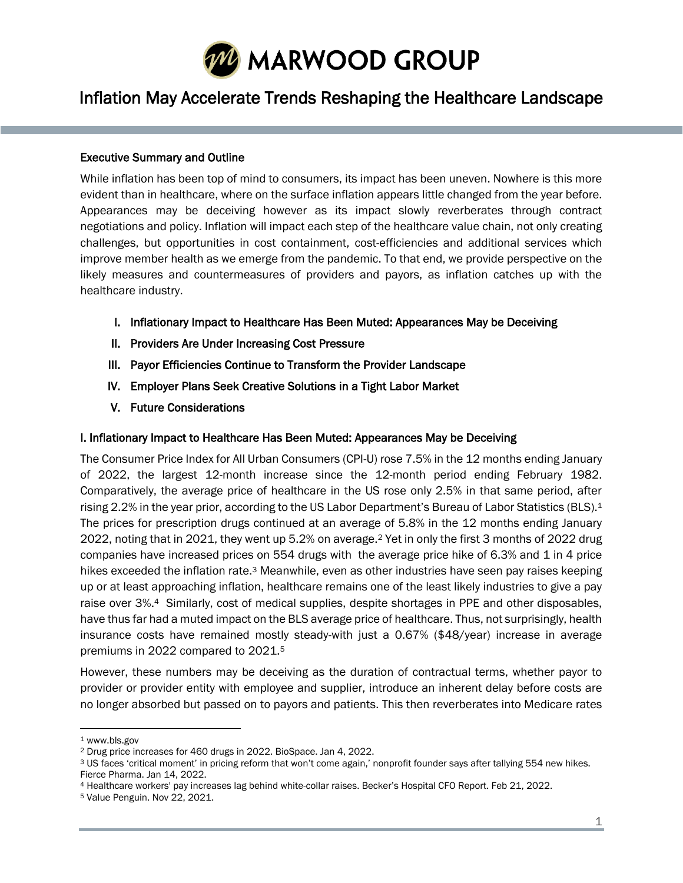# MARWOOD GROUP

# Inflation May Accelerate Trends Reshaping the Healthcare Landscape

## Executive Summary and Outline

While inflation has been top of mind to consumers, its impact has been uneven. Nowhere is this more evident than in healthcare, where on the surface inflation appears little changed from the year before. Appearances may be deceiving however as its impact slowly reverberates through contract negotiations and policy. Inflation will impact each step of the healthcare value chain, not only creating challenges, but opportunities in cost containment, cost-efficiencies and additional services which improve member health as we emerge from the pandemic. To that end, we provide perspective on the likely measures and countermeasures of providers and payors, as inflation catches up with the healthcare industry.

I. Inflationary Impact to Healthcare Has Been Muted: Appearances May be Deceiving
II. Providers Are Under Increasing Cost Pressure
III. Payor Efficiencies Continue to Transform the Provider Landscape
IV. Employer Plans Seek Creative Solutions in a Tight Labor Market
V. Future Considerations

## I. Inflationary Impact to Healthcare Has Been Muted: Appearances May be Deceiving

The Consumer Price Index for All Urban Consumers (CPI-U) rose 7.5% in the 12 months ending January of 2022, the largest 12-month increase since the 12-month period ending February 1982. Comparatively, the average price of healthcare in the US rose only 2.5% in that same period, after rising 2.2% in the year prior, according to the US Labor Department's Bureau of Labor Statistics (BLS).[1] The prices for prescription drugs continued at an average of 5.8% in the 12 months ending January 2022, noting that in 2021, they went up 5.2% on average.[2] Yet in only the first 3 months of 2022 drug companies have increased prices on 554 drugs with the average price hike of 6.3% and 1 in 4 price hikes exceeded the inflation rate.[3] Meanwhile, even as other industries have seen pay raises keeping up or at least approaching inflation, healthcare remains one of the least likely industries to give a pay raise over 3%.[4] Similarly, cost of medical supplies, despite shortages in PPE and other disposables, have thus far had a muted impact on the BLS average price of healthcare. Thus, not surprisingly, health insurance costs have remained mostly steady-with just a 0.67% ($48/year) increase in average premiums in 2022 compared to 2021.[5]

However, these numbers may be deceiving as the duration of contractual terms, whether payor to provider or provider entity with employee and supplier, introduce an inherent delay before costs are no longer absorbed but passed on to payors and patients. This then reverberates into Medicare rates

---

[1] www.bls.gov
[2] Drug price increases for 460 drugs in 2022. BioSpace. Jan 4, 2022.
[3] US faces 'critical moment' in pricing reform that won't come again,' nonprofit founder says after tallying 554 new hikes. Fierce Pharma. Jan 14, 2022.
[4] Healthcare workers' pay increases lag behind white-collar raises. Becker's Hospital CFO Report. Feb 21, 2022.
[5] Value Penguin. Nov 22, 2021.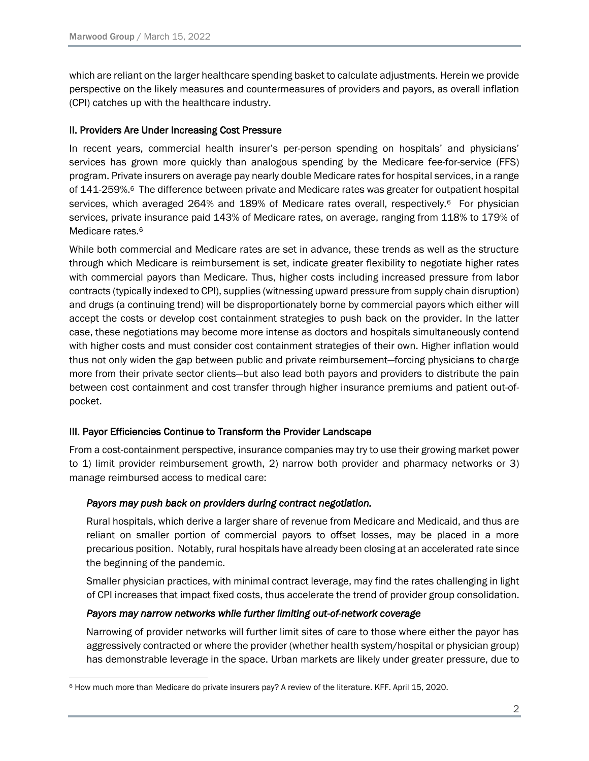which are reliant on the larger healthcare spending basket to calculate adjustments. Herein we provide perspective on the likely measures and countermeasures of providers and payors, as overall inflation (CPI) catches up with the healthcare industry.

## II. Providers Are Under Increasing Cost Pressure

In recent years, commercial health insurer's per-person spending on hospitals' and physicians' services has grown more quickly than analogous spending by the Medicare fee-for-service (FFS) program. Private insurers on average pay nearly double Medicare rates for hospital services, in a range of 141-259%.[6] The difference between private and Medicare rates was greater for outpatient hospital services, which averaged 264% and 189% of Medicare rates overall, respectively.[6] For physician services, private insurance paid 143% of Medicare rates, on average, ranging from 118% to 179% of Medicare rates.[6]

While both commercial and Medicare rates are set in advance, these trends as well as the structure through which Medicare is reimbursement is set, indicate greater flexibility to negotiate higher rates with commercial payors than Medicare. Thus, higher costs including increased pressure from labor contracts (typically indexed to CPI), supplies (witnessing upward pressure from supply chain disruption) and drugs (a continuing trend) will be disproportionately borne by commercial payors which either will accept the costs or develop cost containment strategies to push back on the provider. In the latter case, these negotiations may become more intense as doctors and hospitals simultaneously contend with higher costs and must consider cost containment strategies of their own. Higher inflation would thus not only widen the gap between public and private reimbursement—forcing physicians to charge more from their private sector clients—but also lead both payors and providers to distribute the pain between cost containment and cost transfer through higher insurance premiums and patient out-of-pocket.

## III. Payor Efficiencies Continue to Transform the Provider Landscape

From a cost-containment perspective, insurance companies may try to use their growing market power to 1) limit provider reimbursement growth, 2) narrow both provider and pharmacy networks or 3) manage reimbursed access to medical care:

*Payors may push back on providers during contract negotiation.*

Rural hospitals, which derive a larger share of revenue from Medicare and Medicaid, and thus are reliant on smaller portion of commercial payors to offset losses, may be placed in a more precarious position. Notably, rural hospitals have already been closing at an accelerated rate since the beginning of the pandemic.

Smaller physician practices, with minimal contract leverage, may find the rates challenging in light of CPI increases that impact fixed costs, thus accelerate the trend of provider group consolidation.

*Payors may narrow networks while further limiting out-of-network coverage*

Narrowing of provider networks will further limit sites of care to those where either the payor has aggressively contracted or where the provider (whether health system/hospital or physician group) has demonstrable leverage in the space. Urban markets are likely under greater pressure, due to

[6] How much more than Medicare do private insurers pay? A review of the literature. KFF. April 15, 2020.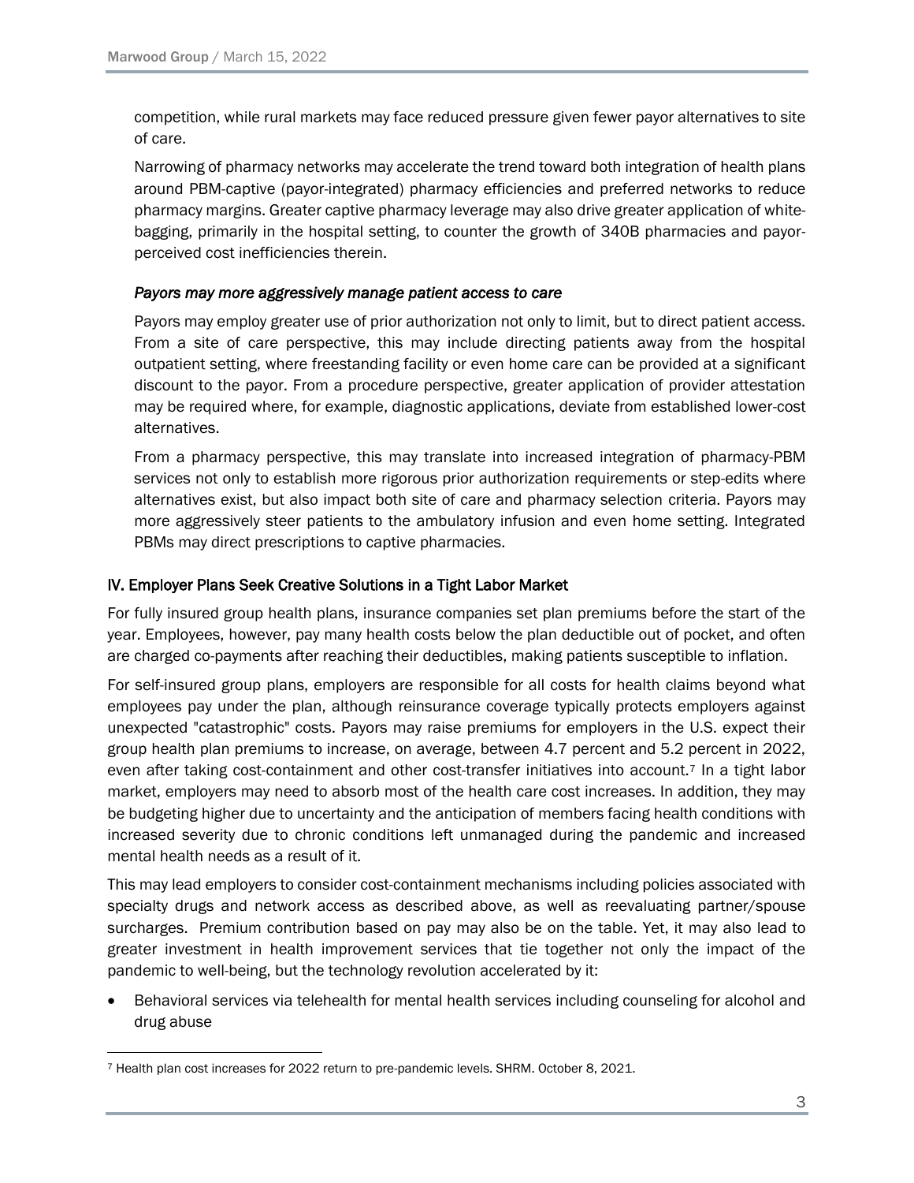competition, while rural markets may face reduced pressure given fewer payor alternatives to site of care.

Narrowing of pharmacy networks may accelerate the trend toward both integration of health plans around PBM-captive (payor-integrated) pharmacy efficiencies and preferred networks to reduce pharmacy margins. Greater captive pharmacy leverage may also drive greater application of white-bagging, primarily in the hospital setting, to counter the growth of 340B pharmacies and payor-perceived cost inefficiencies therein.

*Payors may more aggressively manage patient access to care*

Payors may employ greater use of prior authorization not only to limit, but to direct patient access. From a site of care perspective, this may include directing patients away from the hospital outpatient setting, where freestanding facility or even home care can be provided at a significant discount to the payor. From a procedure perspective, greater application of provider attestation may be required where, for example, diagnostic applications, deviate from established lower-cost alternatives.

From a pharmacy perspective, this may translate into increased integration of pharmacy-PBM services not only to establish more rigorous prior authorization requirements or step-edits where alternatives exist, but also impact both site of care and pharmacy selection criteria. Payors may more aggressively steer patients to the ambulatory infusion and even home setting. Integrated PBMs may direct prescriptions to captive pharmacies.

## IV. Employer Plans Seek Creative Solutions in a Tight Labor Market

For fully insured group health plans, insurance companies set plan premiums before the start of the year. Employees, however, pay many health costs below the plan deductible out of pocket, and often are charged co-payments after reaching their deductibles, making patients susceptible to inflation.

For self-insured group plans, employers are responsible for all costs for health claims beyond what employees pay under the plan, although reinsurance coverage typically protects employers against unexpected "catastrophic" costs. Payors may raise premiums for employers in the U.S. expect their group health plan premiums to increase, on average, between 4.7 percent and 5.2 percent in 2022, even after taking cost-containment and other cost-transfer initiatives into account.[7] In a tight labor market, employers may need to absorb most of the health care cost increases. In addition, they may be budgeting higher due to uncertainty and the anticipation of members facing health conditions with increased severity due to chronic conditions left unmanaged during the pandemic and increased mental health needs as a result of it.

This may lead employers to consider cost-containment mechanisms including policies associated with specialty drugs and network access as described above, as well as reevaluating partner/spouse surcharges. Premium contribution based on pay may also be on the table. Yet, it may also lead to greater investment in health improvement services that tie together not only the impact of the pandemic to well-being, but the technology revolution accelerated by it:

- Behavioral services via telehealth for mental health services including counseling for alcohol and drug abuse

[7] Health plan cost increases for 2022 return to pre-pandemic levels. SHRM. October 8, 2021.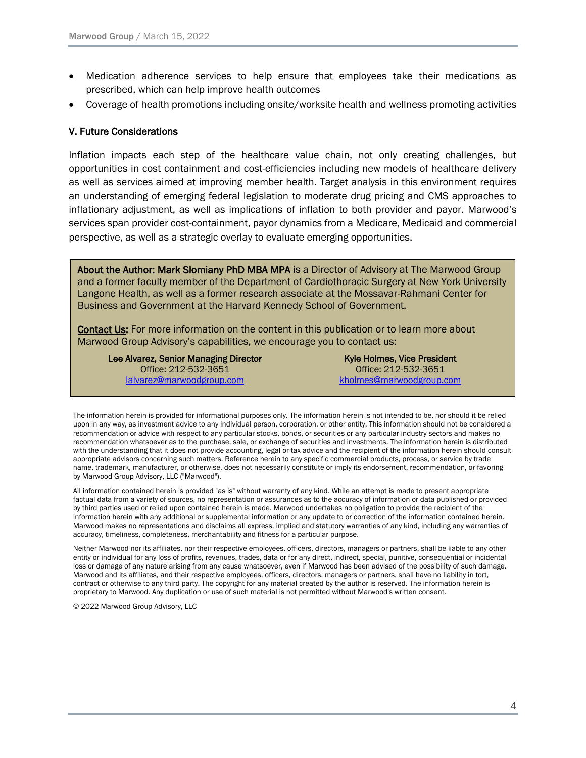- Medication adherence services to help ensure that employees take their medications as prescribed, which can help improve health outcomes
- Coverage of health promotions including onsite/worksite health and wellness promoting activities

## V. Future Considerations

Inflation impacts each step of the healthcare value chain, not only creating challenges, but opportunities in cost containment and cost-efficiencies including new models of healthcare delivery as well as services aimed at improving member health. Target analysis in this environment requires an understanding of emerging federal legislation to moderate drug pricing and CMS approaches to inflationary adjustment, as well as implications of inflation to both provider and payor. Marwood's services span provider cost-containment, payor dynamics from a Medicare, Medicaid and commercial perspective, as well as a strategic overlay to evaluate emerging opportunities.

**About the Author: Mark Slomiany PhD MBA MPA** is a Director of Advisory at The Marwood Group and a former faculty member of the Department of Cardiothoracic Surgery at New York University Langone Health, as well as a former research associate at the Mossavar-Rahmani Center for Business and Government at the Harvard Kennedy School of Government.

**Contact Us:** For more information on the content in this publication or to learn more about Marwood Group Advisory's capabilities, we encourage you to contact us:

**Lee Alvarez, Senior Managing Director**
Office: 212-532-3651
lalvarez@marwoodgroup.com

**Kyle Holmes, Vice President**
Office: 212-532-3651
kholmes@marwoodgroup.com

The information herein is provided for informational purposes only. The information herein is not intended to be, nor should it be relied upon in any way, as investment advice to any individual person, corporation, or other entity. This information should not be considered a recommendation or advice with respect to any particular stocks, bonds, or securities or any particular industry sectors and makes no recommendation whatsoever as to the purchase, sale, or exchange of securities and investments. The information herein is distributed with the understanding that it does not provide accounting, legal or tax advice and the recipient of the information herein should consult appropriate advisors concerning such matters. Reference herein to any specific commercial products, process, or service by trade name, trademark, manufacturer, or otherwise, does not necessarily constitute or imply its endorsement, recommendation, or favoring by Marwood Group Advisory, LLC ("Marwood").

All information contained herein is provided "as is" without warranty of any kind. While an attempt is made to present appropriate factual data from a variety of sources, no representation or assurances as to the accuracy of information or data published or provided by third parties used or relied upon contained herein is made. Marwood undertakes no obligation to provide the recipient of the information herein with any additional or supplemental information or any update to or correction of the information contained herein. Marwood makes no representations and disclaims all express, implied and statutory warranties of any kind, including any warranties of accuracy, timeliness, completeness, merchantability and fitness for a particular purpose.

Neither Marwood nor its affiliates, nor their respective employees, officers, directors, managers or partners, shall be liable to any other entity or individual for any loss of profits, revenues, trades, data or for any direct, indirect, special, punitive, consequential or incidental loss or damage of any nature arising from any cause whatsoever, even if Marwood has been advised of the possibility of such damage. Marwood and its affiliates, and their respective employees, officers, directors, managers or partners, shall have no liability in tort, contract or otherwise to any third party. The copyright for any material created by the author is reserved. The information herein is proprietary to Marwood. Any duplication or use of such material is not permitted without Marwood's written consent.

© 2022 Marwood Group Advisory, LLC